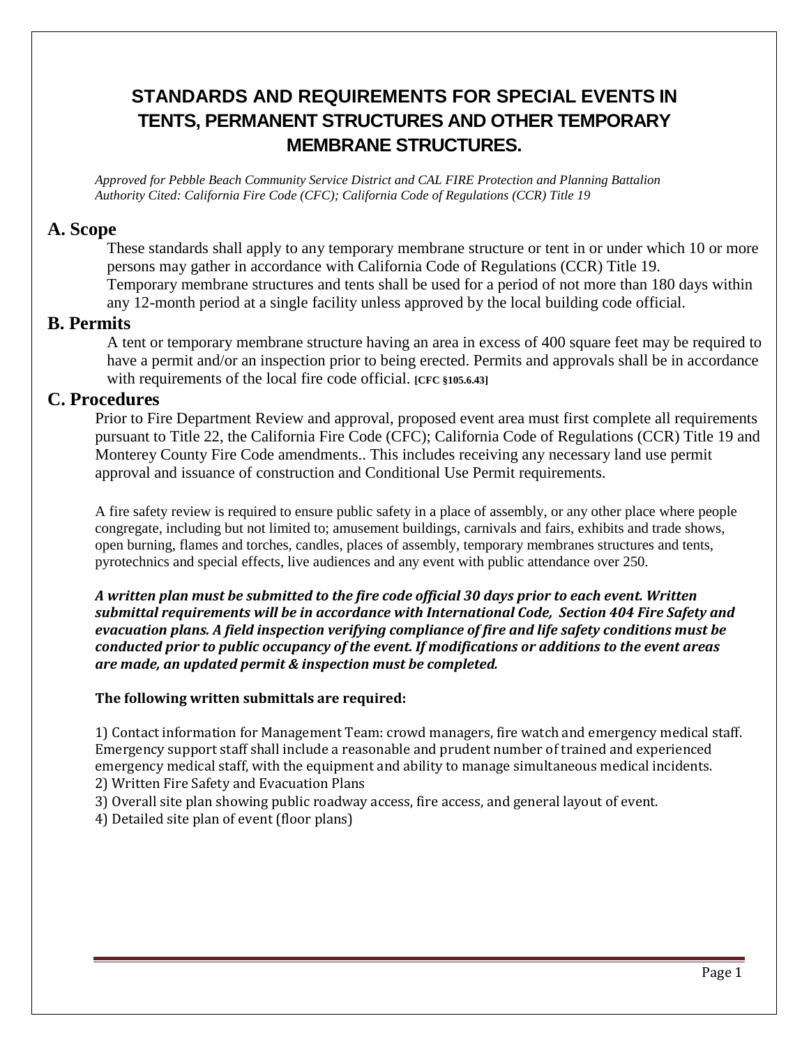# STANDARDS AND REQUIREMENTS FOR SPECIAL EVENTS IN TENTS, PERMANENT STRUCTURES AND OTHER TEMPORARY MEMBRANE STRUCTURES.

*Approved for Pebble Beach Community Service District and CAL FIRE Protection and Planning Battalion*
*Authority Cited: California Fire Code (CFC); California Code of Regulations (CCR) Title 19*

## A. Scope

These standards shall apply to any temporary membrane structure or tent in or under which 10 or more persons may gather in accordance with California Code of Regulations (CCR) Title 19.
Temporary membrane structures and tents shall be used for a period of not more than 180 days within any 12-month period at a single facility unless approved by the local building code official.

## B. Permits

A tent or temporary membrane structure having an area in excess of 400 square feet may be required to have a permit and/or an inspection prior to being erected. Permits and approvals shall be in accordance with requirements of the local fire code official. **[CFC §105.6.43]**

## C. Procedures

Prior to Fire Department Review and approval, proposed event area must first complete all requirements pursuant to Title 22, the California Fire Code (CFC); California Code of Regulations (CCR) Title 19 and Monterey County Fire Code amendments.. This includes receiving any necessary land use permit approval and issuance of construction and Conditional Use Permit requirements.

A fire safety review is required to ensure public safety in a place of assembly, or any other place where people congregate, including but not limited to; amusement buildings, carnivals and fairs, exhibits and trade shows, open burning, flames and torches, candles, places of assembly, temporary membranes structures and tents, pyrotechnics and special effects, live audiences and any event with public attendance over 250.

***A written plan must be submitted to the fire code official 30 days prior to each event. Written submittal requirements will be in accordance with International Code, Section 404 Fire Safety and evacuation plans. A field inspection verifying compliance of fire and life safety conditions must be conducted prior to public occupancy of the event. If modifications or additions to the event areas are made, an updated permit & inspection must be completed.***

**The following written submittals are required:**

1) Contact information for Management Team: crowd managers, fire watch and emergency medical staff. Emergency support staff shall include a reasonable and prudent number of trained and experienced emergency medical staff, with the equipment and ability to manage simultaneous medical incidents.
2) Written Fire Safety and Evacuation Plans
3) Overall site plan showing public roadway access, fire access, and general layout of event.
4) Detailed site plan of event (floor plans)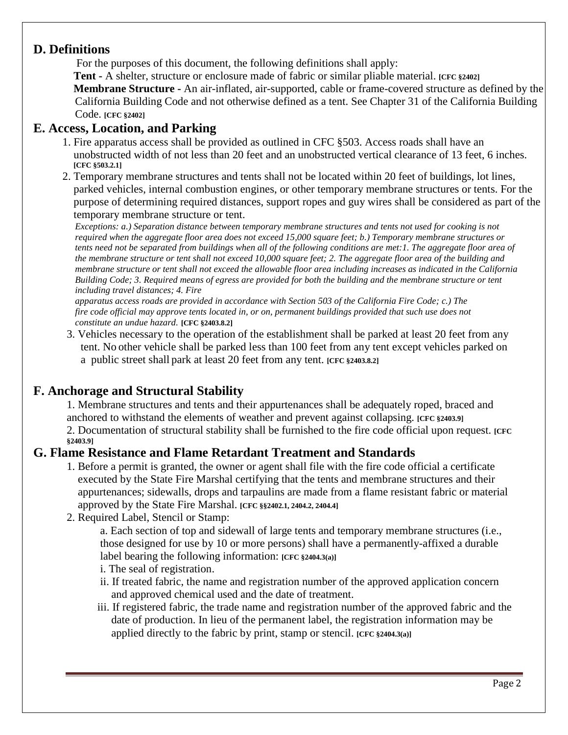## D. Definitions

For the purposes of this document, the following definitions shall apply:

**Tent -** A shelter, structure or enclosure made of fabric or similar pliable material. **[CFC §2402]**

**Membrane Structure -** An air-inflated, air-supported, cable or frame-covered structure as defined by the California Building Code and not otherwise defined as a tent. See Chapter 31 of the California Building Code. **[CFC §2402]**

## E. Access, Location, and Parking

1. Fire apparatus access shall be provided as outlined in CFC §503. Access roads shall have an unobstructed width of not less than 20 feet and an unobstructed vertical clearance of 13 feet, 6 inches. **[CFC §503.2.1]**
2. Temporary membrane structures and tents shall not be located within 20 feet of buildings, lot lines, parked vehicles, internal combustion engines, or other temporary membrane structures or tents. For the purpose of determining required distances, support ropes and guy wires shall be considered as part of the temporary membrane structure or tent.
   *Exceptions: a.) Separation distance between temporary membrane structures and tents not used for cooking is not required when the aggregate floor area does not exceed 15,000 square feet; b.) Temporary membrane structures or tents need not be separated from buildings when all of the following conditions are met:1. The aggregate floor area of the membrane structure or tent shall not exceed 10,000 square feet; 2. The aggregate floor area of the building and membrane structure or tent shall not exceed the allowable floor area including increases as indicated in the California Building Code; 3. Required means of egress are provided for both the building and the membrane structure or tent including travel distances; 4. Fire apparatus access roads are provided in accordance with Section 503 of the California Fire Code; c.) The fire code official may approve tents located in, or on, permanent buildings provided that such use does not constitute an undue hazard.* **[CFC §2403.8.2]**
3. Vehicles necessary to the operation of the establishment shall be parked at least 20 feet from any tent. No other vehicle shall be parked less than 100 feet from any tent except vehicles parked on a public street shall park at least 20 feet from any tent. **[CFC §2403.8.2]**

## F. Anchorage and Structural Stability

1. Membrane structures and tents and their appurtenances shall be adequately roped, braced and anchored to withstand the elements of weather and prevent against collapsing. **[CFC §2403.9]**
2. Documentation of structural stability shall be furnished to the fire code official upon request. **[CFC §2403.9]**

## G. Flame Resistance and Flame Retardant Treatment and Standards

1. Before a permit is granted, the owner or agent shall file with the fire code official a certificate executed by the State Fire Marshal certifying that the tents and membrane structures and their appurtenances; sidewalls, drops and tarpaulins are made from a flame resistant fabric or material approved by the State Fire Marshal. **[CFC §§2402.1, 2404.2, 2404.4]**
2. Required Label, Stencil or Stamp:
   a. Each section of top and sidewall of large tents and temporary membrane structures (i.e., those designed for use by 10 or more persons) shall have a permanently-affixed a durable label bearing the following information: **[CFC §2404.3(a)]**
   i. The seal of registration.
   ii. If treated fabric, the name and registration number of the approved application concern and approved chemical used and the date of treatment.
   iii. If registered fabric, the trade name and registration number of the approved fabric and the date of production. In lieu of the permanent label, the registration information may be applied directly to the fabric by print, stamp or stencil. **[CFC §2404.3(a)]**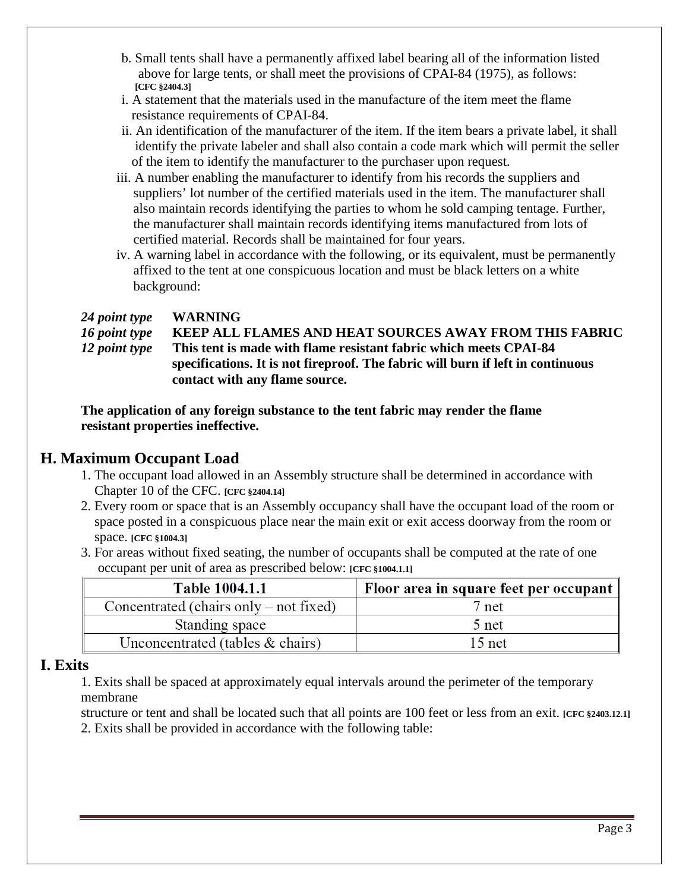b. Small tents shall have a permanently affixed label bearing all of the information listed above for large tents, or shall meet the provisions of CPAI-84 (1975), as follows: **[CFC §2404.3]**

i. A statement that the materials used in the manufacture of the item meet the flame resistance requirements of CPAI-84.

ii. An identification of the manufacturer of the item. If the item bears a private label, it shall identify the private labeler and shall also contain a code mark which will permit the seller of the item to identify the manufacturer to the purchaser upon request.

iii. A number enabling the manufacturer to identify from his records the suppliers and suppliers' lot number of the certified materials used in the item. The manufacturer shall also maintain records identifying the parties to whom he sold camping tentage. Further, the manufacturer shall maintain records identifying items manufactured from lots of certified material. Records shall be maintained for four years.

iv. A warning label in accordance with the following, or its equivalent, must be permanently affixed to the tent at one conspicuous location and must be black letters on a white background:

***24 point type*** **WARNING**

***16 point type*** **KEEP ALL FLAMES AND HEAT SOURCES AWAY FROM THIS FABRIC**

***12 point type*** **This tent is made with flame resistant fabric which meets CPAI-84 specifications. It is not fireproof. The fabric will burn if left in continuous contact with any flame source.**

**The application of any foreign substance to the tent fabric may render the flame resistant properties ineffective.**

## H. Maximum Occupant Load

1. The occupant load allowed in an Assembly structure shall be determined in accordance with Chapter 10 of the CFC. **[CFC §2404.14]**
2. Every room or space that is an Assembly occupancy shall have the occupant load of the room or space posted in a conspicuous place near the main exit or exit access doorway from the room or space. **[CFC §1004.3]**
3. For areas without fixed seating, the number of occupants shall be computed at the rate of one occupant per unit of area as prescribed below: **[CFC §1004.1.1]**

| Table 1004.1.1 | Floor area in square feet per occupant |
|---|---|
| Concentrated (chairs only – not fixed) | 7 net |
| Standing space | 5 net |
| Unconcentrated (tables & chairs) | 15 net |

## I. Exits

1. Exits shall be spaced at approximately equal intervals around the perimeter of the temporary membrane structure or tent and shall be located such that all points are 100 feet or less from an exit. **[CFC §2403.12.1]**
2. Exits shall be provided in accordance with the following table: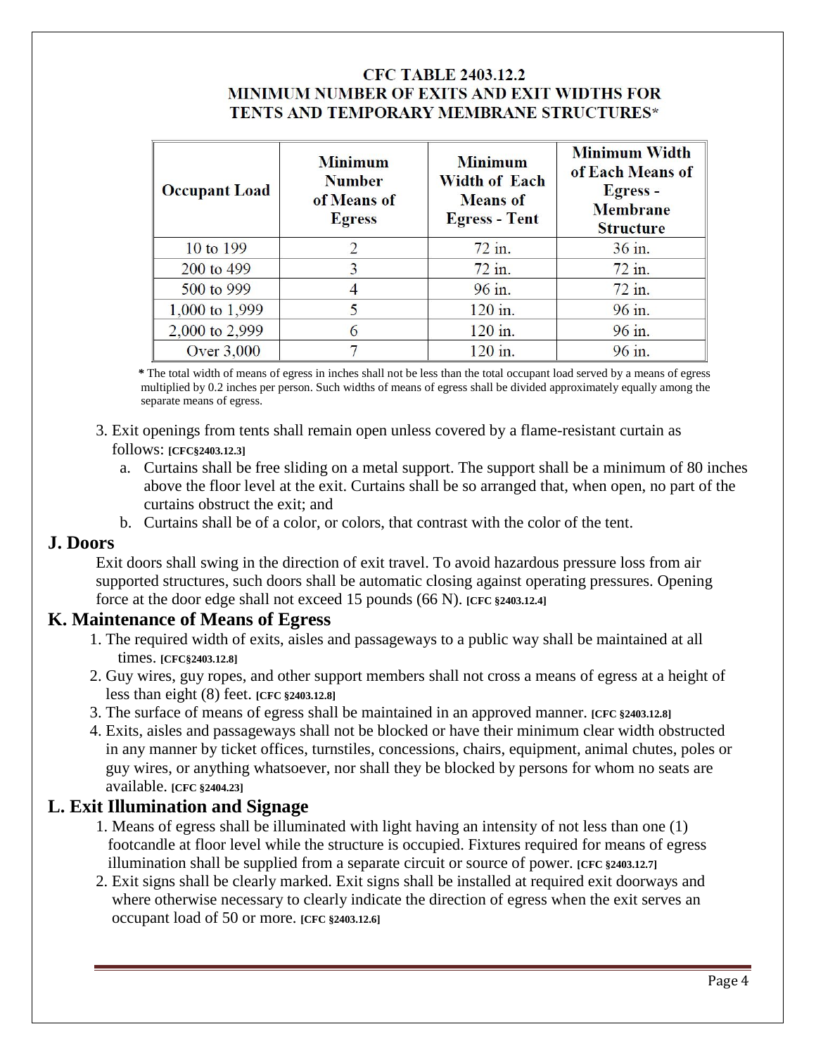**CFC TABLE 2403.12.2**
**MINIMUM NUMBER OF EXITS AND EXIT WIDTHS FOR TENTS AND TEMPORARY MEMBRANE STRUCTURES***

| Occupant Load | Minimum Number of Means of Egress | Minimum Width of Each Means of Egress - Tent | Minimum Width of Each Means of Egress - Membrane Structure |
|---|---|---|---|
| 10 to 199 | 2 | 72 in. | 36 in. |
| 200 to 499 | 3 | 72 in. | 72 in. |
| 500 to 999 | 4 | 96 in. | 72 in. |
| 1,000 to 1,999 | 5 | 120 in. | 96 in. |
| 2,000 to 2,999 | 6 | 120 in. | 96 in. |
| Over 3,000 | 7 | 120 in. | 96 in. |

**\*** The total width of means of egress in inches shall not be less than the total occupant load served by a means of egress multiplied by 0.2 inches per person. Such widths of means of egress shall be divided approximately equally among the separate means of egress.

3. Exit openings from tents shall remain open unless covered by a flame-resistant curtain as follows: **[CFC§2403.12.3]**
   a. Curtains shall be free sliding on a metal support. The support shall be a minimum of 80 inches above the floor level at the exit. Curtains shall be so arranged that, when open, no part of the curtains obstruct the exit; and
   b. Curtains shall be of a color, or colors, that contrast with the color of the tent.

## J. Doors

Exit doors shall swing in the direction of exit travel. To avoid hazardous pressure loss from air supported structures, such doors shall be automatic closing against operating pressures. Opening force at the door edge shall not exceed 15 pounds (66 N). **[CFC §2403.12.4]**

## K. Maintenance of Means of Egress

1. The required width of exits, aisles and passageways to a public way shall be maintained at all times. **[CFC§2403.12.8]**
2. Guy wires, guy ropes, and other support members shall not cross a means of egress at a height of less than eight (8) feet. **[CFC §2403.12.8]**
3. The surface of means of egress shall be maintained in an approved manner. **[CFC §2403.12.8]**
4. Exits, aisles and passageways shall not be blocked or have their minimum clear width obstructed in any manner by ticket offices, turnstiles, concessions, chairs, equipment, animal chutes, poles or guy wires, or anything whatsoever, nor shall they be blocked by persons for whom no seats are available. **[CFC §2404.23]**

## L. Exit Illumination and Signage

1. Means of egress shall be illuminated with light having an intensity of not less than one (1) footcandle at floor level while the structure is occupied. Fixtures required for means of egress illumination shall be supplied from a separate circuit or source of power. **[CFC §2403.12.7]**
2. Exit signs shall be clearly marked. Exit signs shall be installed at required exit doorways and where otherwise necessary to clearly indicate the direction of egress when the exit serves an occupant load of 50 or more. **[CFC §2403.12.6]**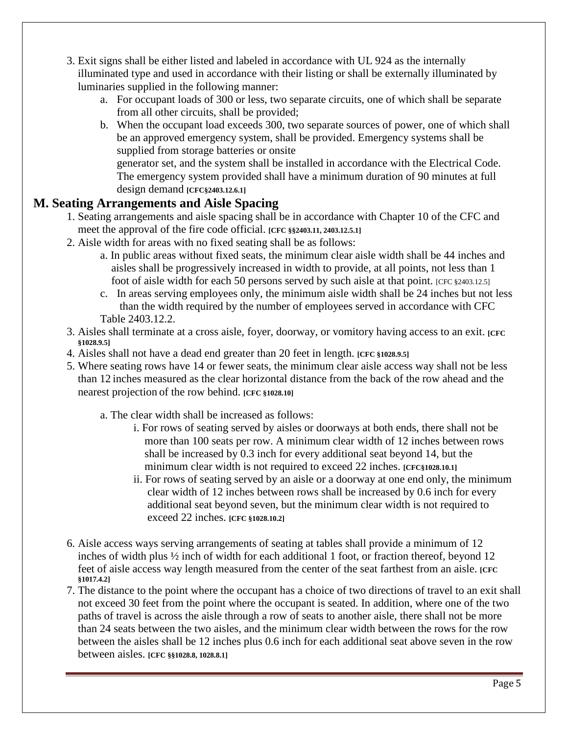3. Exit signs shall be either listed and labeled in accordance with UL 924 as the internally illuminated type and used in accordance with their listing or shall be externally illuminated by luminaries supplied in the following manner:
    a. For occupant loads of 300 or less, two separate circuits, one of which shall be separate from all other circuits, shall be provided;
    b. When the occupant load exceeds 300, two separate sources of power, one of which shall be an approved emergency system, shall be provided. Emergency systems shall be supplied from storage batteries or onsite generator set, and the system shall be installed in accordance with the Electrical Code. The emergency system provided shall have a minimum duration of 90 minutes at full design demand **[CFC§2403.12.6.1]**

## M. Seating Arrangements and Aisle Spacing

1. Seating arrangements and aisle spacing shall be in accordance with Chapter 10 of the CFC and meet the approval of the fire code official. **[CFC §§2403.11, 2403.12.5.1]**
2. Aisle width for areas with no fixed seating shall be as follows:
    a. In public areas without fixed seats, the minimum clear aisle width shall be 44 inches and aisles shall be progressively increased in width to provide, at all points, not less than 1 foot of aisle width for each 50 persons served by such aisle at that point. [CFC §2403.12.5]
    c. In areas serving employees only, the minimum aisle width shall be 24 inches but not less than the width required by the number of employees served in accordance with CFC Table 2403.12.2.
3. Aisles shall terminate at a cross aisle, foyer, doorway, or vomitory having access to an exit. **[CFC §1028.9.5]**
4. Aisles shall not have a dead end greater than 20 feet in length. **[CFC §1028.9.5]**
5. Where seating rows have 14 or fewer seats, the minimum clear aisle access way shall not be less than 12 inches measured as the clear horizontal distance from the back of the row ahead and the nearest projection of the row behind. **[CFC §1028.10]**
    a. The clear width shall be increased as follows:
        i. For rows of seating served by aisles or doorways at both ends, there shall not be more than 100 seats per row. A minimum clear width of 12 inches between rows shall be increased by 0.3 inch for every additional seat beyond 14, but the minimum clear width is not required to exceed 22 inches. **[CFC§1028.10.1]**
        ii. For rows of seating served by an aisle or a doorway at one end only, the minimum clear width of 12 inches between rows shall be increased by 0.6 inch for every additional seat beyond seven, but the minimum clear width is not required to exceed 22 inches. **[CFC §1028.10.2]**
6. Aisle access ways serving arrangements of seating at tables shall provide a minimum of 12 inches of width plus ½ inch of width for each additional 1 foot, or fraction thereof, beyond 12 feet of aisle access way length measured from the center of the seat farthest from an aisle. **[CFC §1017.4.2]**
7. The distance to the point where the occupant has a choice of two directions of travel to an exit shall not exceed 30 feet from the point where the occupant is seated. In addition, where one of the two paths of travel is across the aisle through a row of seats to another aisle, there shall not be more than 24 seats between the two aisles, and the minimum clear width between the rows for the row between the aisles shall be 12 inches plus 0.6 inch for each additional seat above seven in the row between aisles. **[CFC §§1028.8, 1028.8.1]**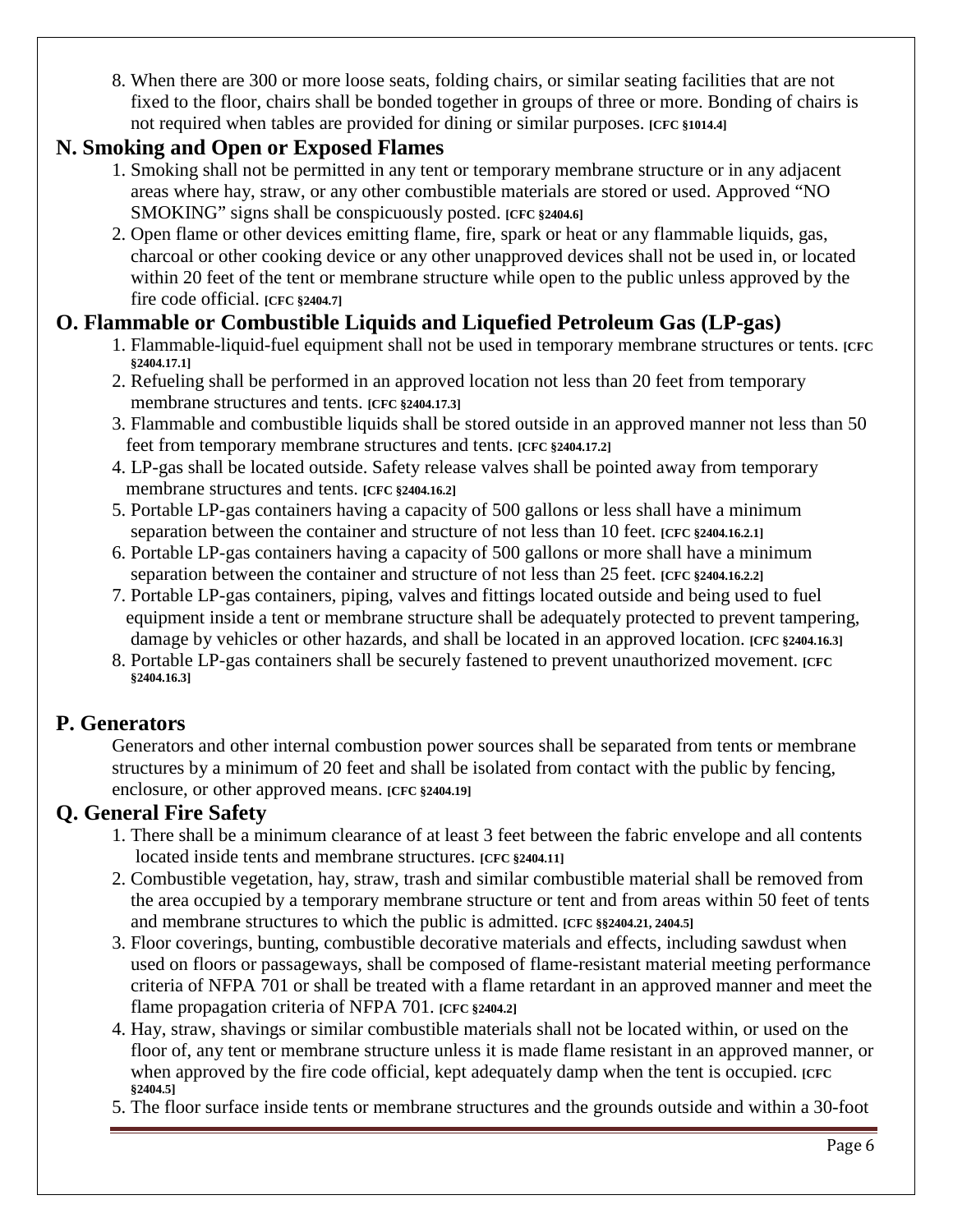8. When there are 300 or more loose seats, folding chairs, or similar seating facilities that are not fixed to the floor, chairs shall be bonded together in groups of three or more. Bonding of chairs is not required when tables are provided for dining or similar purposes. **[CFC §1014.4]**

## N. Smoking and Open or Exposed Flames

1. Smoking shall not be permitted in any tent or temporary membrane structure or in any adjacent areas where hay, straw, or any other combustible materials are stored or used. Approved "NO SMOKING" signs shall be conspicuously posted. **[CFC §2404.6]**
2. Open flame or other devices emitting flame, fire, spark or heat or any flammable liquids, gas, charcoal or other cooking device or any other unapproved devices shall not be used in, or located within 20 feet of the tent or membrane structure while open to the public unless approved by the fire code official. **[CFC §2404.7]**

## O. Flammable or Combustible Liquids and Liquefied Petroleum Gas (LP-gas)

1. Flammable-liquid-fuel equipment shall not be used in temporary membrane structures or tents. **[CFC §2404.17.1]**
2. Refueling shall be performed in an approved location not less than 20 feet from temporary membrane structures and tents. **[CFC §2404.17.3]**
3. Flammable and combustible liquids shall be stored outside in an approved manner not less than 50 feet from temporary membrane structures and tents. **[CFC §2404.17.2]**
4. LP-gas shall be located outside. Safety release valves shall be pointed away from temporary membrane structures and tents. **[CFC §2404.16.2]**
5. Portable LP-gas containers having a capacity of 500 gallons or less shall have a minimum separation between the container and structure of not less than 10 feet. **[CFC §2404.16.2.1]**
6. Portable LP-gas containers having a capacity of 500 gallons or more shall have a minimum separation between the container and structure of not less than 25 feet. **[CFC §2404.16.2.2]**
7. Portable LP-gas containers, piping, valves and fittings located outside and being used to fuel equipment inside a tent or membrane structure shall be adequately protected to prevent tampering, damage by vehicles or other hazards, and shall be located in an approved location. **[CFC §2404.16.3]**
8. Portable LP-gas containers shall be securely fastened to prevent unauthorized movement. **[CFC §2404.16.3]**

## P. Generators

Generators and other internal combustion power sources shall be separated from tents or membrane structures by a minimum of 20 feet and shall be isolated from contact with the public by fencing, enclosure, or other approved means. **[CFC §2404.19]**

## Q. General Fire Safety

1. There shall be a minimum clearance of at least 3 feet between the fabric envelope and all contents located inside tents and membrane structures. **[CFC §2404.11]**
2. Combustible vegetation, hay, straw, trash and similar combustible material shall be removed from the area occupied by a temporary membrane structure or tent and from areas within 50 feet of tents and membrane structures to which the public is admitted. **[CFC §§2404.21, 2404.5]**
3. Floor coverings, bunting, combustible decorative materials and effects, including sawdust when used on floors or passageways, shall be composed of flame-resistant material meeting performance criteria of NFPA 701 or shall be treated with a flame retardant in an approved manner and meet the flame propagation criteria of NFPA 701. **[CFC §2404.2]**
4. Hay, straw, shavings or similar combustible materials shall not be located within, or used on the floor of, any tent or membrane structure unless it is made flame resistant in an approved manner, or when approved by the fire code official, kept adequately damp when the tent is occupied. **[CFC §2404.5]**
5. The floor surface inside tents or membrane structures and the grounds outside and within a 30-foot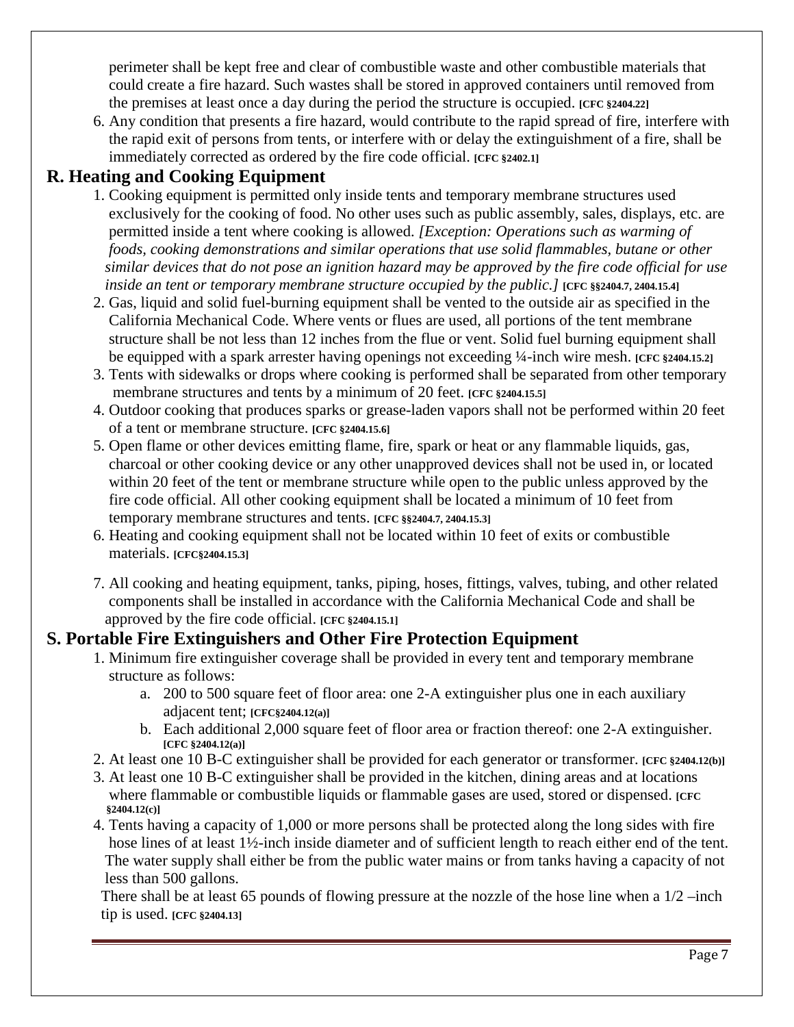perimeter shall be kept free and clear of combustible waste and other combustible materials that could create a fire hazard. Such wastes shall be stored in approved containers until removed from the premises at least once a day during the period the structure is occupied. **[CFC §2404.22]**

6. Any condition that presents a fire hazard, would contribute to the rapid spread of fire, interfere with the rapid exit of persons from tents, or interfere with or delay the extinguishment of a fire, shall be immediately corrected as ordered by the fire code official. **[CFC §2402.1]**

## R. Heating and Cooking Equipment

1. Cooking equipment is permitted only inside tents and temporary membrane structures used exclusively for the cooking of food. No other uses such as public assembly, sales, displays, etc. are permitted inside a tent where cooking is allowed. *[Exception: Operations such as warming of foods, cooking demonstrations and similar operations that use solid flammables, butane or other similar devices that do not pose an ignition hazard may be approved by the fire code official for use inside an tent or temporary membrane structure occupied by the public.]* **[CFC §§2404.7, 2404.15.4]**
2. Gas, liquid and solid fuel-burning equipment shall be vented to the outside air as specified in the California Mechanical Code. Where vents or flues are used, all portions of the tent membrane structure shall be not less than 12 inches from the flue or vent. Solid fuel burning equipment shall be equipped with a spark arrester having openings not exceeding ¼-inch wire mesh. **[CFC §2404.15.2]**
3. Tents with sidewalks or drops where cooking is performed shall be separated from other temporary membrane structures and tents by a minimum of 20 feet. **[CFC §2404.15.5]**
4. Outdoor cooking that produces sparks or grease-laden vapors shall not be performed within 20 feet of a tent or membrane structure. **[CFC §2404.15.6]**
5. Open flame or other devices emitting flame, fire, spark or heat or any flammable liquids, gas, charcoal or other cooking device or any other unapproved devices shall not be used in, or located within 20 feet of the tent or membrane structure while open to the public unless approved by the fire code official. All other cooking equipment shall be located a minimum of 10 feet from temporary membrane structures and tents. **[CFC §§2404.7, 2404.15.3]**
6. Heating and cooking equipment shall not be located within 10 feet of exits or combustible materials. **[CFC§2404.15.3]**
7. All cooking and heating equipment, tanks, piping, hoses, fittings, valves, tubing, and other related components shall be installed in accordance with the California Mechanical Code and shall be approved by the fire code official. **[CFC §2404.15.1]**

## S. Portable Fire Extinguishers and Other Fire Protection Equipment

1. Minimum fire extinguisher coverage shall be provided in every tent and temporary membrane structure as follows:
   a. 200 to 500 square feet of floor area: one 2-A extinguisher plus one in each auxiliary adjacent tent; **[CFC§2404.12(a)]**
   b. Each additional 2,000 square feet of floor area or fraction thereof: one 2-A extinguisher. **[CFC §2404.12(a)]**
2. At least one 10 B-C extinguisher shall be provided for each generator or transformer. **[CFC §2404.12(b)]**
3. At least one 10 B-C extinguisher shall be provided in the kitchen, dining areas and at locations where flammable or combustible liquids or flammable gases are used, stored or dispensed. **[CFC §2404.12(c)]**
4. Tents having a capacity of 1,000 or more persons shall be protected along the long sides with fire hose lines of at least 1½-inch inside diameter and of sufficient length to reach either end of the tent. The water supply shall either be from the public water mains or from tanks having a capacity of not less than 500 gallons.

   There shall be at least 65 pounds of flowing pressure at the nozzle of the hose line when a 1/2 –inch tip is used. **[CFC §2404.13]**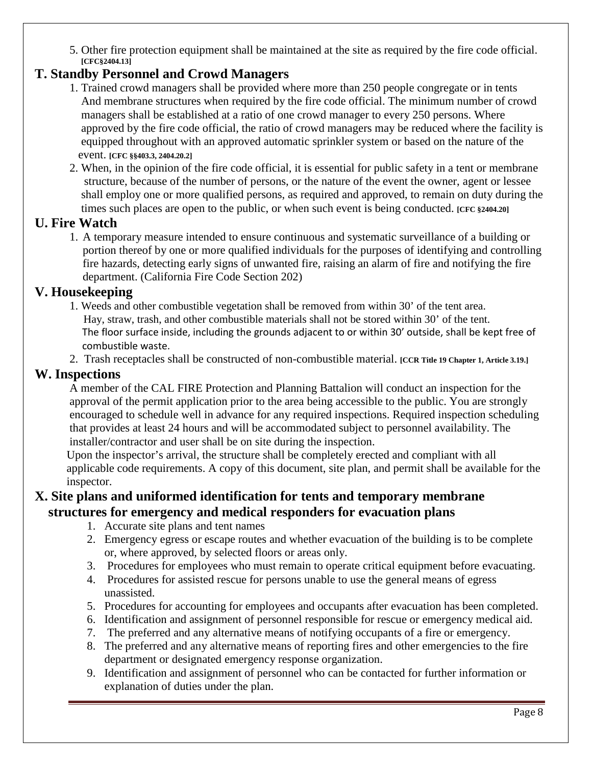5. Other fire protection equipment shall be maintained at the site as required by the fire code official. **[CFC§2404.13]**

## T. Standby Personnel and Crowd Managers

1. Trained crowd managers shall be provided where more than 250 people congregate or in tents And membrane structures when required by the fire code official. The minimum number of crowd managers shall be established at a ratio of one crowd manager to every 250 persons. Where approved by the fire code official, the ratio of crowd managers may be reduced where the facility is equipped throughout with an approved automatic sprinkler system or based on the nature of the event. **[CFC §§403.3, 2404.20.2]**
2. When, in the opinion of the fire code official, it is essential for public safety in a tent or membrane structure, because of the number of persons, or the nature of the event the owner, agent or lessee shall employ one or more qualified persons, as required and approved, to remain on duty during the times such places are open to the public, or when such event is being conducted. **[CFC §2404.20]**

## U. Fire Watch

1. A temporary measure intended to ensure continuous and systematic surveillance of a building or portion thereof by one or more qualified individuals for the purposes of identifying and controlling fire hazards, detecting early signs of unwanted fire, raising an alarm of fire and notifying the fire department. (California Fire Code Section 202)

## V. Housekeeping

1. Weeds and other combustible vegetation shall be removed from within 30' of the tent area. Hay, straw, trash, and other combustible materials shall not be stored within 30' of the tent. The floor surface inside, including the grounds adjacent to or within 30' outside, shall be kept free of combustible waste.
2. Trash receptacles shall be constructed of non-combustible material. **[CCR Title 19 Chapter 1, Article 3.19.]**

## W. Inspections

A member of the CAL FIRE Protection and Planning Battalion will conduct an inspection for the approval of the permit application prior to the area being accessible to the public. You are strongly encouraged to schedule well in advance for any required inspections. Required inspection scheduling that provides at least 24 hours and will be accommodated subject to personnel availability. The installer/contractor and user shall be on site during the inspection.

Upon the inspector's arrival, the structure shall be completely erected and compliant with all applicable code requirements. A copy of this document, site plan, and permit shall be available for the inspector.

## X. Site plans and uniformed identification for tents and temporary membrane structures for emergency and medical responders for evacuation plans

1. Accurate site plans and tent names
2. Emergency egress or escape routes and whether evacuation of the building is to be complete or, where approved, by selected floors or areas only.
3. Procedures for employees who must remain to operate critical equipment before evacuating.
4. Procedures for assisted rescue for persons unable to use the general means of egress unassisted.
5. Procedures for accounting for employees and occupants after evacuation has been completed.
6. Identification and assignment of personnel responsible for rescue or emergency medical aid.
7. The preferred and any alternative means of notifying occupants of a fire or emergency.
8. The preferred and any alternative means of reporting fires and other emergencies to the fire department or designated emergency response organization.
9. Identification and assignment of personnel who can be contacted for further information or explanation of duties under the plan.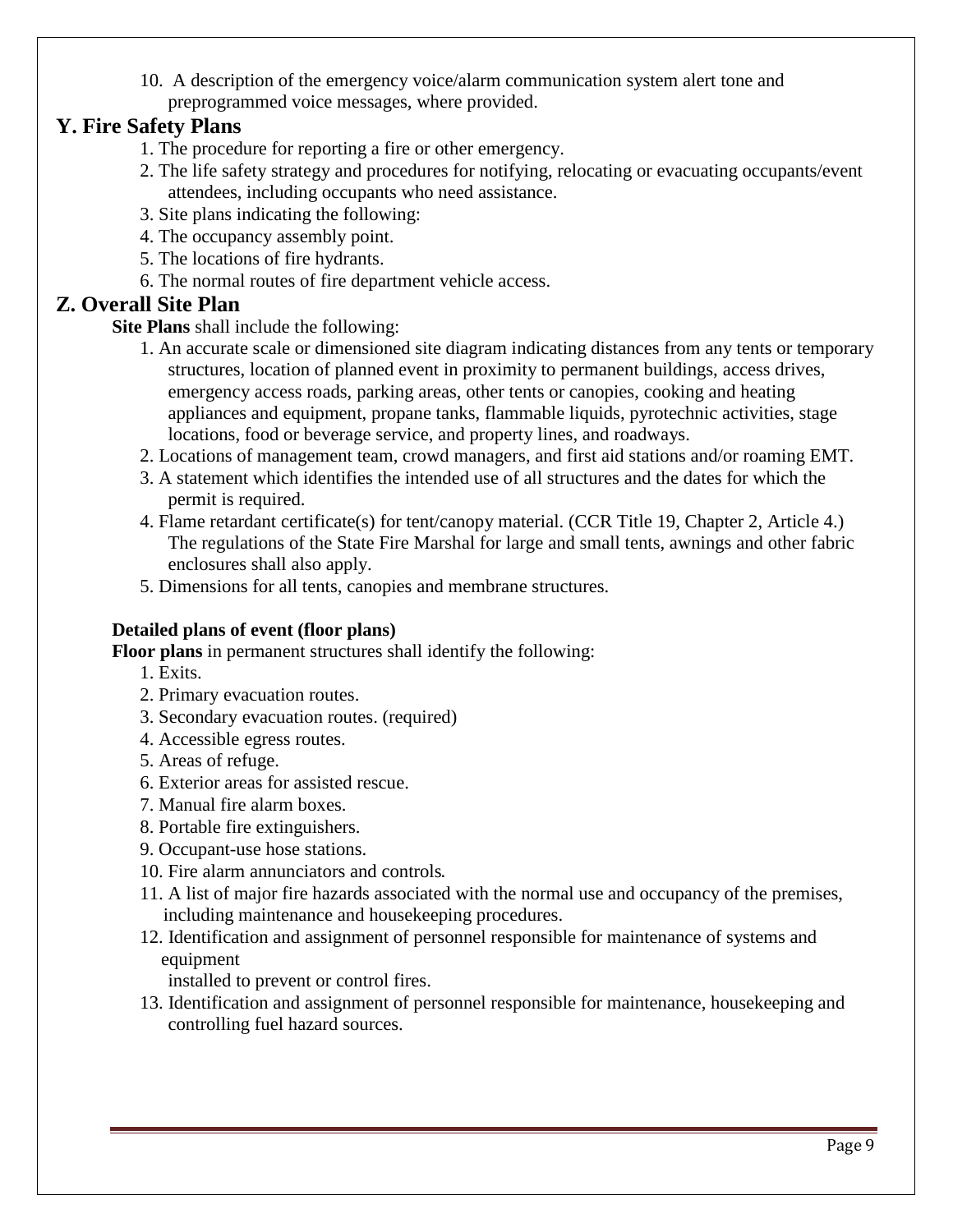10. A description of the emergency voice/alarm communication system alert tone and preprogrammed voice messages, where provided.

## Y. Fire Safety Plans

1. The procedure for reporting a fire or other emergency.
2. The life safety strategy and procedures for notifying, relocating or evacuating occupants/event attendees, including occupants who need assistance.
3. Site plans indicating the following:
4. The occupancy assembly point.
5. The locations of fire hydrants.
6. The normal routes of fire department vehicle access.

## Z. Overall Site Plan

**Site Plans** shall include the following:

1. An accurate scale or dimensioned site diagram indicating distances from any tents or temporary structures, location of planned event in proximity to permanent buildings, access drives, emergency access roads, parking areas, other tents or canopies, cooking and heating appliances and equipment, propane tanks, flammable liquids, pyrotechnic activities, stage locations, food or beverage service, and property lines, and roadways.
2. Locations of management team, crowd managers, and first aid stations and/or roaming EMT.
3. A statement which identifies the intended use of all structures and the dates for which the permit is required.
4. Flame retardant certificate(s) for tent/canopy material. (CCR Title 19, Chapter 2, Article 4.) The regulations of the State Fire Marshal for large and small tents, awnings and other fabric enclosures shall also apply.
5. Dimensions for all tents, canopies and membrane structures.

**Detailed plans of event (floor plans)**

**Floor plans** in permanent structures shall identify the following:

1. Exits.
2. Primary evacuation routes.
3. Secondary evacuation routes. (required)
4. Accessible egress routes.
5. Areas of refuge.
6. Exterior areas for assisted rescue.
7. Manual fire alarm boxes.
8. Portable fire extinguishers.
9. Occupant-use hose stations.
10. Fire alarm annunciators and controls.
11. A list of major fire hazards associated with the normal use and occupancy of the premises, including maintenance and housekeeping procedures.
12. Identification and assignment of personnel responsible for maintenance of systems and equipment installed to prevent or control fires.
13. Identification and assignment of personnel responsible for maintenance, housekeeping and controlling fuel hazard sources.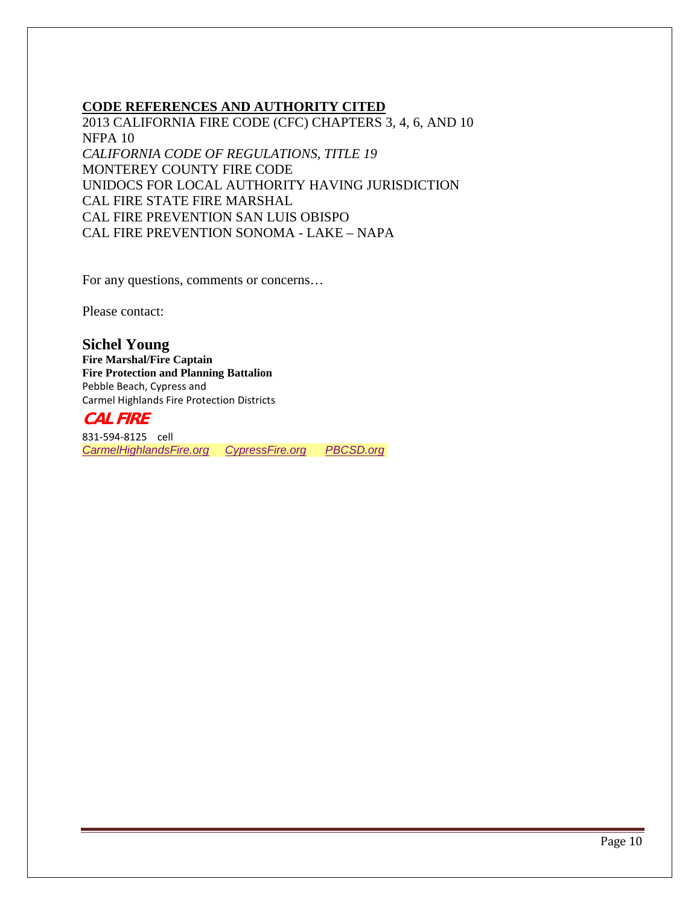**CODE REFERENCES AND AUTHORITY CITED**

2013 CALIFORNIA FIRE CODE (CFC) CHAPTERS 3, 4, 6, AND 10
NFPA 10
*CALIFORNIA CODE OF REGULATIONS, TITLE 19*
MONTEREY COUNTY FIRE CODE
UNIDOCS FOR LOCAL AUTHORITY HAVING JURISDICTION
CAL FIRE STATE FIRE MARSHAL
CAL FIRE PREVENTION SAN LUIS OBISPO
CAL FIRE PREVENTION SONOMA - LAKE – NAPA

For any questions, comments or concerns…

Please contact:

**Sichel Young**
**Fire Marshal/Fire Captain**
**Fire Protection and Planning Battalion**
Pebble Beach, Cypress and
Carmel Highlands Fire Protection Districts

**CAL FIRE**

831-594-8125 cell
*CarmelHighlandsFire.org* *CypressFire.org* *PBCSD.org*